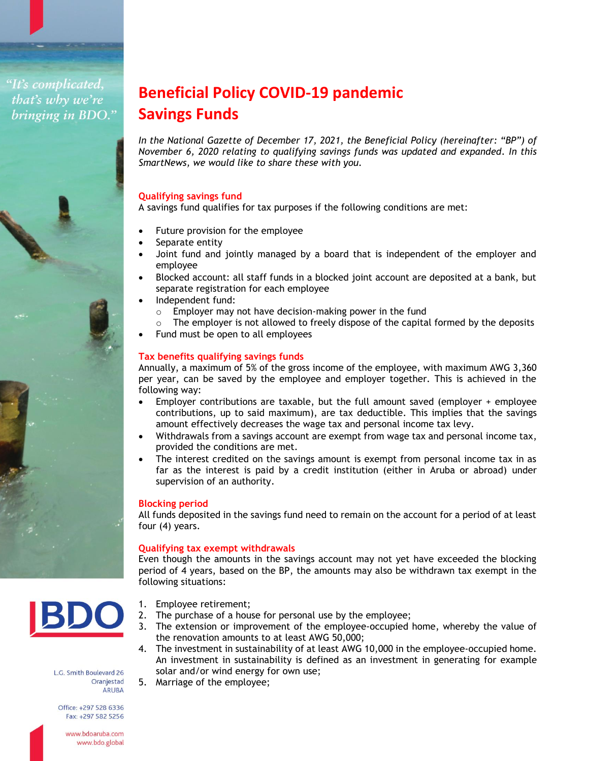"It's complicated, that's why we're bringing in BDO."

# Beneficial Policy COVID-19 pandemic Savings Funds

*In the National Gazette of December 17, 2021, the Beneficial Policy (hereinafter: "BP") of November 6, 2020 relating to qualifying savings funds was updated and expanded. In this SmartNews, we would like to share these with you.*

## Qualifying savings fund

A savings fund qualifies for tax purposes if the following conditions are met:

- Future provision for the employee
- Separate entity
- Joint fund and jointly managed by a board that is independent of the employer and employee
- Blocked account: all staff funds in a blocked joint account are deposited at a bank, but separate registration for each employee
- Independent fund:
  - Employer may not have decision-making power in the fund
  - The employer is not allowed to freely dispose of the capital formed by the deposits
- Fund must be open to all employees

## Tax benefits qualifying savings funds

Annually, a maximum of 5% of the gross income of the employee, with maximum AWG 3,360 per year, can be saved by the employee and employer together. This is achieved in the following way:

- Employer contributions are taxable, but the full amount saved (employer + employee contributions, up to said maximum), are tax deductible. This implies that the savings amount effectively decreases the wage tax and personal income tax levy.
- Withdrawals from a savings account are exempt from wage tax and personal income tax, provided the conditions are met.
- The interest credited on the savings amount is exempt from personal income tax in as far as the interest is paid by a credit institution (either in Aruba or abroad) under supervision of an authority.

## Blocking period

All funds deposited in the savings fund need to remain on the account for a period of at least four (4) years.

## Qualifying tax exempt withdrawals

Even though the amounts in the savings account may not yet have exceeded the blocking period of 4 years, based on the BP, the amounts may also be withdrawn tax exempt in the following situations:

1. Employee retirement;
2. The purchase of a house for personal use by the employee;
3. The extension or improvement of the employee-occupied home, whereby the value of the renovation amounts to at least AWG 50,000;
4. The investment in sustainability of at least AWG 10,000 in the employee-occupied home. An investment in sustainability is defined as an investment in generating for example solar and/or wind energy for own use;
5. Marriage of the employee;

BDO

L.G. Smith Boulevard 26
Oranjestad
ARUBA

Office: +297 528 6336
Fax: +297 582 5256

www.bdoaruba.com
www.bdo.global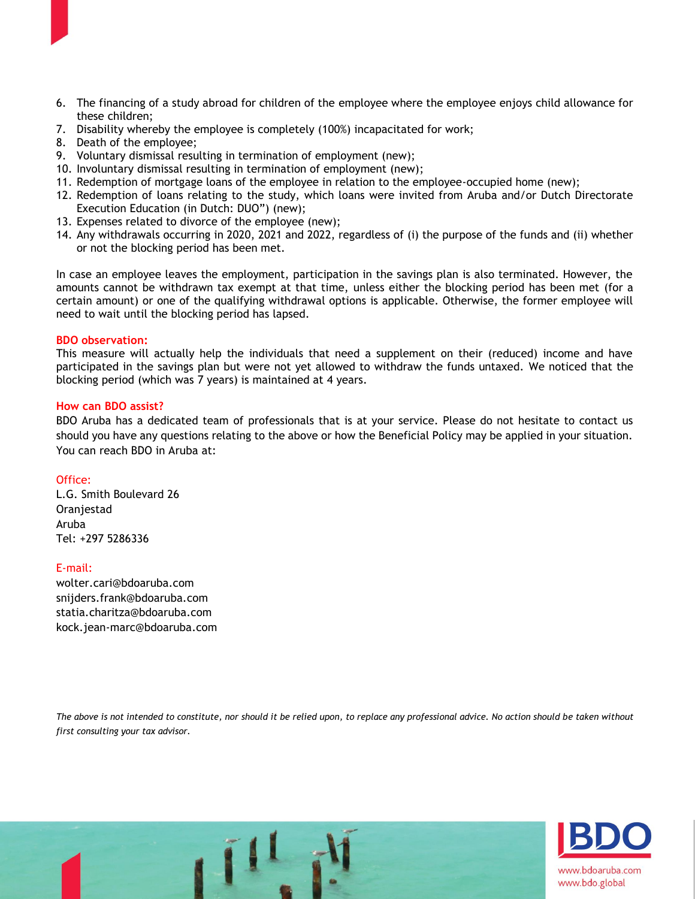6. The financing of a study abroad for children of the employee where the employee enjoys child allowance for these children;
7. Disability whereby the employee is completely (100%) incapacitated for work;
8. Death of the employee;
9. Voluntary dismissal resulting in termination of employment (new);
10. Involuntary dismissal resulting in termination of employment (new);
11. Redemption of mortgage loans of the employee in relation to the employee-occupied home (new);
12. Redemption of loans relating to the study, which loans were invited from Aruba and/or Dutch Directorate Execution Education (in Dutch: DUO") (new);
13. Expenses related to divorce of the employee (new);
14. Any withdrawals occurring in 2020, 2021 and 2022, regardless of (i) the purpose of the funds and (ii) whether or not the blocking period has been met.

In case an employee leaves the employment, participation in the savings plan is also terminated. However, the amounts cannot be withdrawn tax exempt at that time, unless either the blocking period has been met (for a certain amount) or one of the qualifying withdrawal options is applicable. Otherwise, the former employee will need to wait until the blocking period has lapsed.

**BDO observation:**

This measure will actually help the individuals that need a supplement on their (reduced) income and have participated in the savings plan but were not yet allowed to withdraw the funds untaxed. We noticed that the blocking period (which was 7 years) is maintained at 4 years.

**How can BDO assist?**

BDO Aruba has a dedicated team of professionals that is at your service. Please do not hesitate to contact us should you have any questions relating to the above or how the Beneficial Policy may be applied in your situation. You can reach BDO in Aruba at:

Office:

L.G. Smith Boulevard 26
Oranjestad
Aruba
Tel: +297 5286336

E-mail:

wolter.cari@bdoaruba.com
snijders.frank@bdoaruba.com
statia.charitza@bdoaruba.com
kock.jean-marc@bdoaruba.com

*The above is not intended to constitute, nor should it be relied upon, to replace any professional advice. No action should be taken without first consulting your tax advisor.*

BDO

www.bdoaruba.com
www.bdo.global